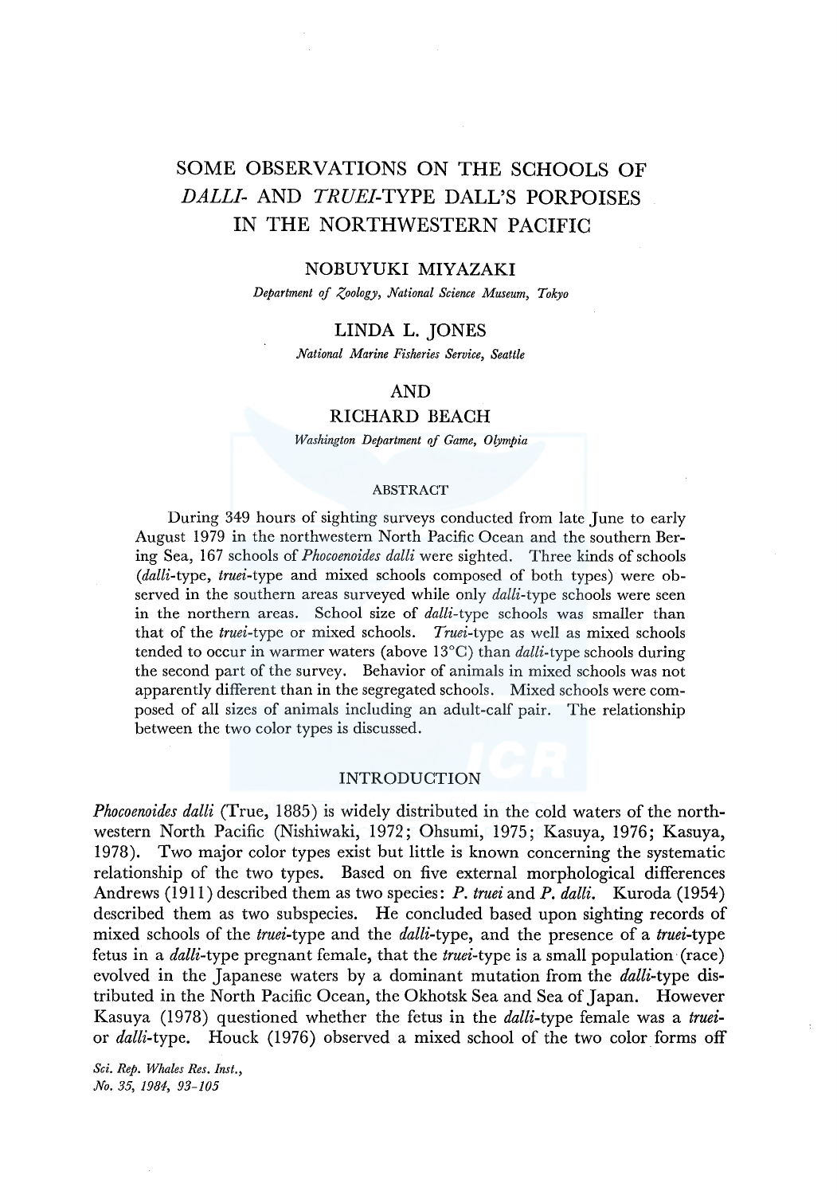# SOME OBSERVATIONS ON THE SCHOOLS OF *DALLI*- AND *TRUEI*-TYPE DALL'S PORPOISES IN THE NORTHWESTERN PACIFIC

NOBUYUKI MIYAZAKI

*Department of Zoology, National Science Museum, Tokyo*

LINDA L. JONES

*National Marine Fisheries Service, Seattle*

AND

RICHARD BEACH

*Washington Department of Game, Olympia*

## ABSTRACT

During 349 hours of sighting surveys conducted from late June to early August 1979 in the northwestern North Pacific Ocean and the southern Bering Sea, 167 schools of *Phocoenoides dalli* were sighted. Three kinds of schools (*dalli*-type, *truei*-type and mixed schools composed of both types) were observed in the southern areas surveyed while only *dalli*-type schools were seen in the northern areas. School size of *dalli*-type schools was smaller than that of the *truei*-type or mixed schools. *Truei*-type as well as mixed schools tended to occur in warmer waters (above 13°C) than *dalli*-type schools during the second part of the survey. Behavior of animals in mixed schools was not apparently different than in the segregated schools. Mixed schools were composed of all sizes of animals including an adult-calf pair. The relationship between the two color types is discussed.

## INTRODUCTION

*Phocoenoides dalli* (True, 1885) is widely distributed in the cold waters of the northwestern North Pacific (Nishiwaki, 1972; Ohsumi, 1975; Kasuya, 1976; Kasuya, 1978). Two major color types exist but little is known concerning the systematic relationship of the two types. Based on five external morphological differences Andrews (1911) described them as two species: *P. truei* and *P. dalli*. Kuroda (1954) described them as two subspecies. He concluded based upon sighting records of mixed schools of the *truei*-type and the *dalli*-type, and the presence of a *truei*-type fetus in a *dalli*-type pregnant female, that the *truei*-type is a small population (race) evolved in the Japanese waters by a dominant mutation from the *dalli*-type distributed in the North Pacific Ocean, the Okhotsk Sea and Sea of Japan. However Kasuya (1978) questioned whether the fetus in the *dalli*-type female was a *truei*- or *dalli*-type. Houck (1976) observed a mixed school of the two color forms off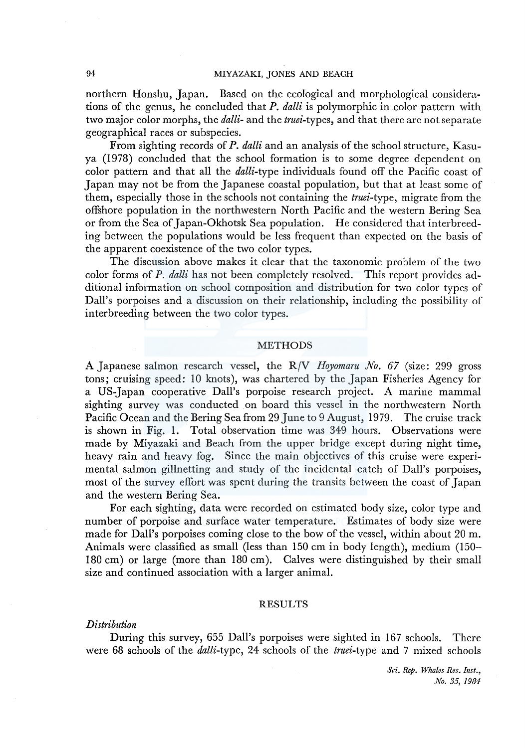northern Honshu, Japan. Based on the ecological and morphological considerations of the genus, he concluded that *P. dalli* is polymorphic in color pattern with two major color morphs, the *dalli*- and the *truei*-types, and that there are not separate geographical races or subspecies.

From sighting records of *P. dalli* and an analysis of the school structure, Kasuya (1978) concluded that the school formation is to some degree dependent on color pattern and that all the *dalli*-type individuals found off the Pacific coast of Japan may not be from the Japanese coastal population, but that at least some of them, especially those in the schools not containing the *truei*-type, migrate from the offshore population in the northwestern North Pacific and the western Bering Sea or from the Sea of Japan-Okhotsk Sea population. He considered that interbreeding between the populations would be less frequent than expected on the basis of the apparent coexistence of the two color types.

The discussion above makes it clear that the taxonomic problem of the two color forms of *P. dalli* has not been completely resolved. This report provides additional information on school composition and distribution for two color types of Dall's porpoises and a discussion on their relationship, including the possibility of interbreeding between the two color types.

## METHODS

A Japanese salmon research vessel, the R/V *Hoyomaru No. 67* (size: 299 gross tons; cruising speed: 10 knots), was chartered by the Japan Fisheries Agency for a US-Japan cooperative Dall's porpoise research project. A marine mammal sighting survey was conducted on board this vessel in the northwestern North Pacific Ocean and the Bering Sea from 29 June to 9 August, 1979. The cruise track is shown in Fig. 1. Total observation time was 349 hours. Observations were made by Miyazaki and Beach from the upper bridge except during night time, heavy rain and heavy fog. Since the main objectives of this cruise were experimental salmon gillnetting and study of the incidental catch of Dall's porpoises, most of the survey effort was spent during the transits between the coast of Japan and the western Bering Sea.

For each sighting, data were recorded on estimated body size, color type and number of porpoise and surface water temperature. Estimates of body size were made for Dall's porpoises coming close to the bow of the vessel, within about 20 m. Animals were classified as small (less than 150 cm in body length), medium (150–180 cm) or large (more than 180 cm). Calves were distinguished by their small size and continued association with a larger animal.

## RESULTS

### *Distribution*

During this survey, 655 Dall's porpoises were sighted in 167 schools. There were 68 schools of the *dalli*-type, 24 schools of the *truei*-type and 7 mixed schools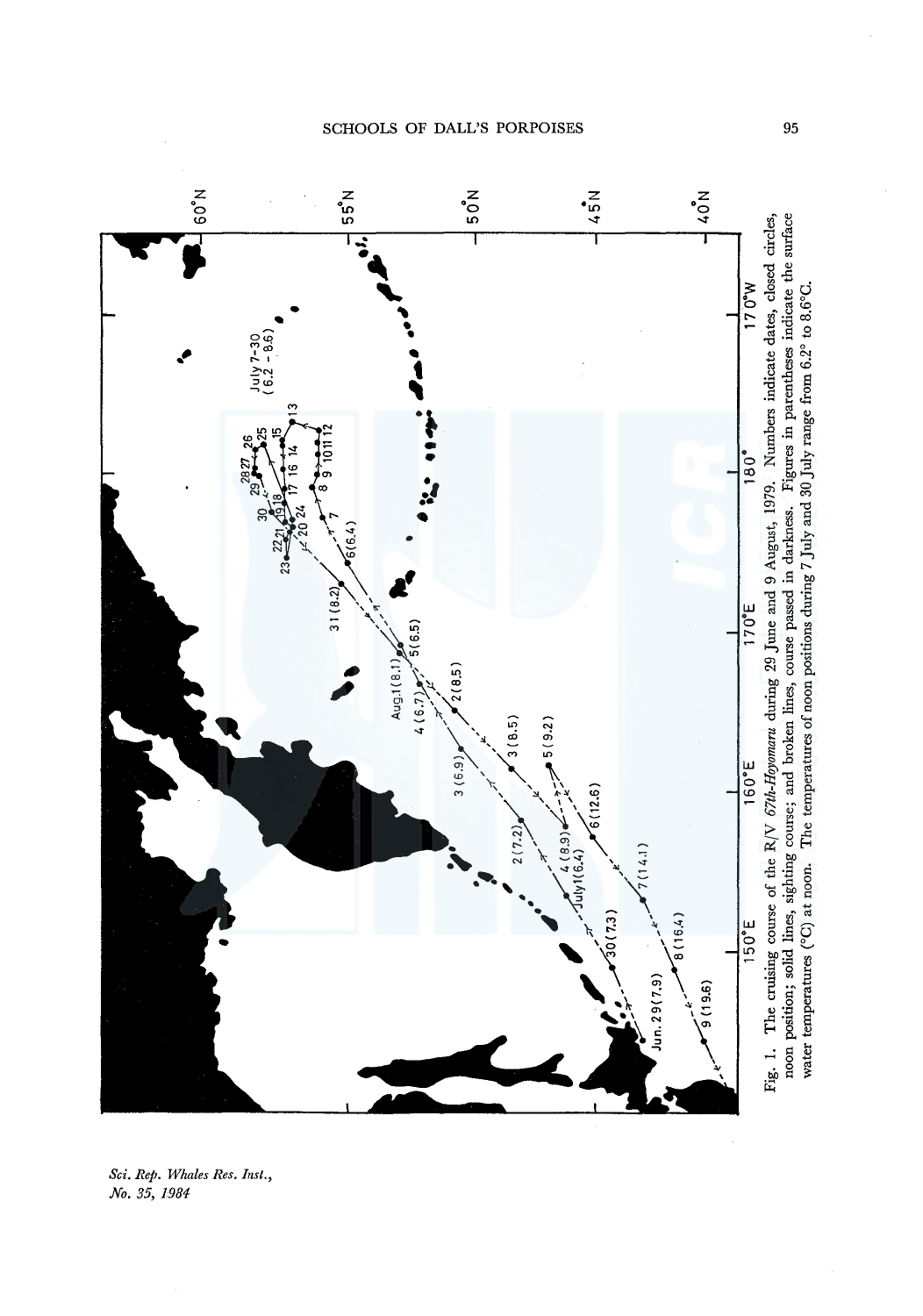Fig. 1. The cruising course of the R/V *67th-Hoyomaru* during 29 June and 9 August, 1979. Numbers indicate dates, closed circles, noon position; solid lines, sighting course; and broken lines, course passed in darkness. Figures in parentheses indicate the surface water temperatures (°C) at noon. The temperatures of noon positions during 7 July and 30 July range from 6.2° to 8.6°C.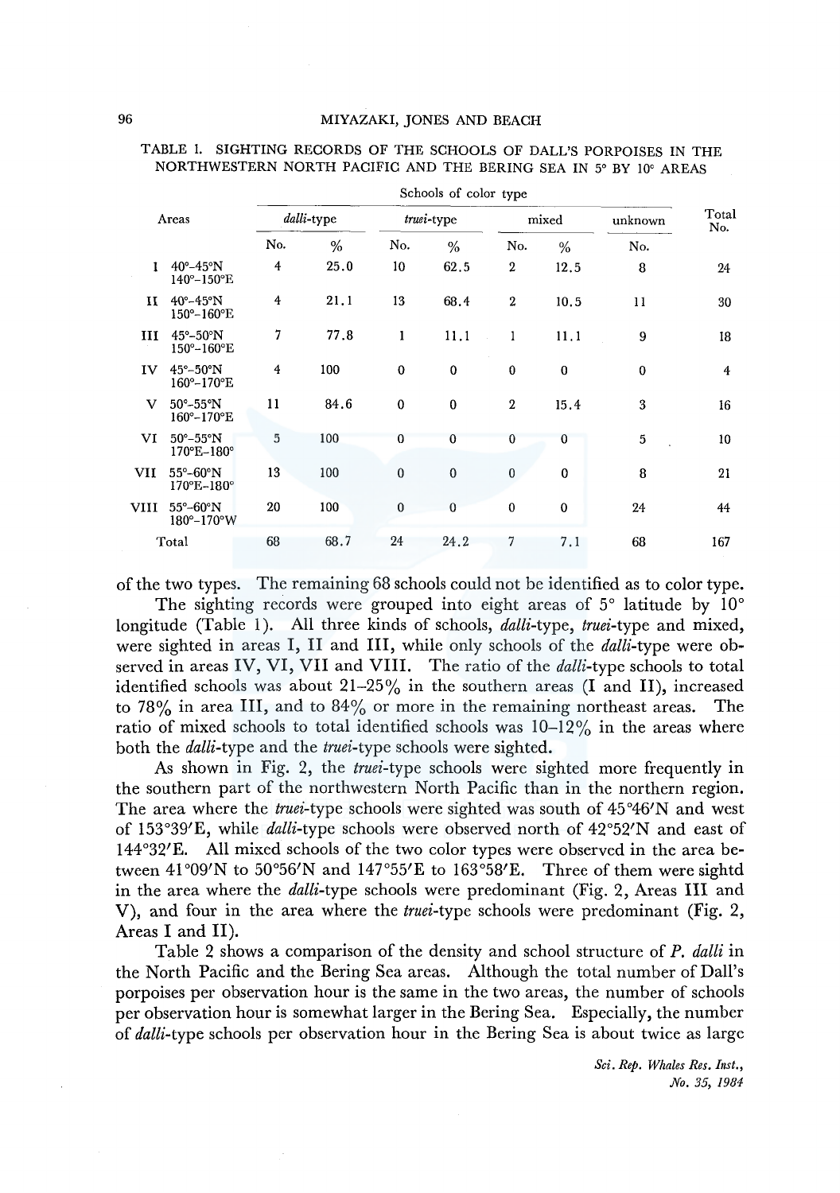TABLE 1. SIGHTING RECORDS OF THE SCHOOLS OF DALL'S PORPOISES IN THE NORTHWESTERN NORTH PACIFIC AND THE BERING SEA IN 5° BY 10° AREAS

| Areas | Schools of color type | | | | | | | Total No. |
|---|---|---|---|---|---|---|---|---|
| | *dalli*-type | | *truei*-type | | mixed | | unknown | |
| | No. | % | No. | % | No. | % | No. | |
| I 40°–45°N 140°–150°E | 4 | 25.0 | 10 | 62.5 | 2 | 12.5 | 8 | 24 |
| II 40°–45°N 150°–160°E | 4 | 21.1 | 13 | 68.4 | 2 | 10.5 | 11 | 30 |
| III 45°–50°N 150°–160°E | 7 | 77.8 | 1 | 11.1 | 1 | 11.1 | 9 | 18 |
| IV 45°–50°N 160°–170°E | 4 | 100 | 0 | 0 | 0 | 0 | 0 | 4 |
| V 50°–55°N 160°–170°E | 11 | 84.6 | 0 | 0 | 2 | 15.4 | 3 | 16 |
| VI 50°–55°N 170°E–180° | 5 | 100 | 0 | 0 | 0 | 0 | 5 | 10 |
| VII 55°–60°N 170°E–180° | 13 | 100 | 0 | 0 | 0 | 0 | 8 | 21 |
| VIII 55°–60°N 180°–170°W | 20 | 100 | 0 | 0 | 0 | 0 | 24 | 44 |
| Total | 68 | 68.7 | 24 | 24.2 | 7 | 7.1 | 68 | 167 |

of the two types. The remaining 68 schools could not be identified as to color type.

The sighting records were grouped into eight areas of 5° latitude by 10° longitude (Table 1). All three kinds of schools, *dalli*-type, *truei*-type and mixed, were sighted in areas I, II and III, while only schools of the *dalli*-type were observed in areas IV, VI, VII and VIII. The ratio of the *dalli*-type schools to total identified schools was about 21–25% in the southern areas (I and II), increased to 78% in area III, and to 84% or more in the remaining northeast areas. The ratio of mixed schools to total identified schools was 10–12% in the areas where both the *dalli*-type and the *truei*-type schools were sighted.

As shown in Fig. 2, the *truei*-type schools were sighted more frequently in the southern part of the northwestern North Pacific than in the northern region. The area where the *truei*-type schools were sighted was south of 45°46′N and west of 153°39′E, while *dalli*-type schools were observed north of 42°52′N and east of 144°32′E. All mixed schools of the two color types were observed in the area between 41°09′N to 50°56′N and 147°55′E to 163°58′E. Three of them were sightd in the area where the *dalli*-type schools were predominant (Fig. 2, Areas III and V), and four in the area where the *truei*-type schools were predominant (Fig. 2, Areas I and II).

Table 2 shows a comparison of the density and school structure of *P. dalli* in the North Pacific and the Bering Sea areas. Although the total number of Dall's porpoises per observation hour is the same in the two areas, the number of schools per observation hour is somewhat larger in the Bering Sea. Especially, the number of *dalli*-type schools per observation hour in the Bering Sea is about twice as large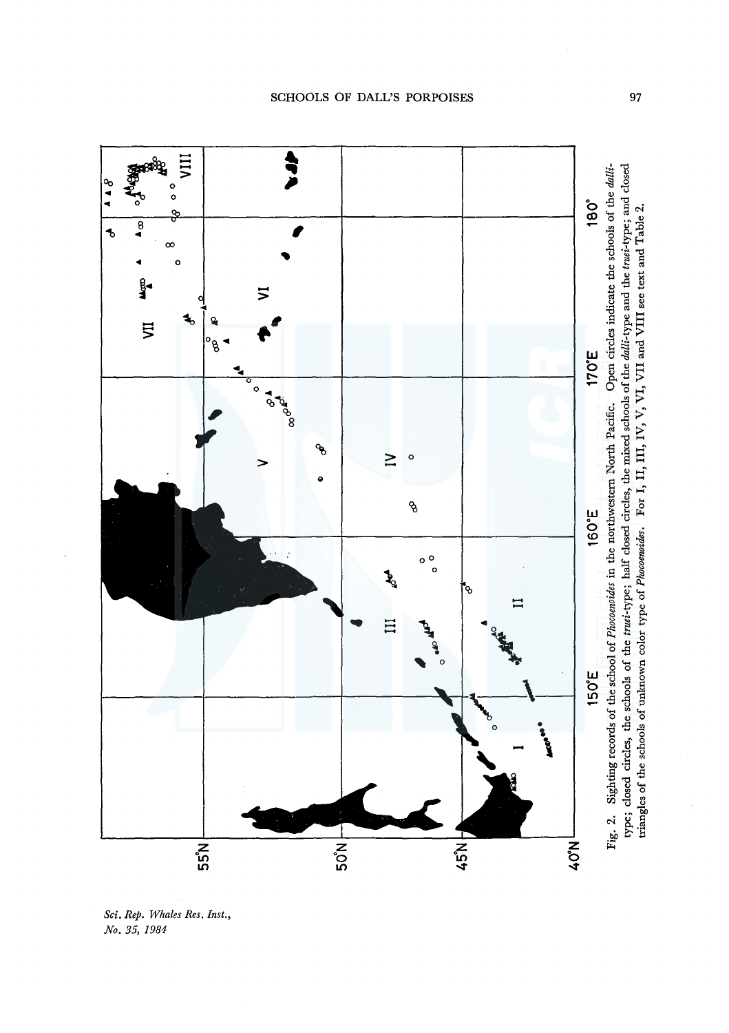Fig. 2. Sighting records of the school of *Phocoenoides* in the northwestern North Pacific. Open circles indicate the schools of the *dalli*-type; closed circles, the schools of the *truei*-type; half closed circles, the mixed schools of the *dalli*-type and the *truei*-type; and closed triangles of the schools of unknown color type of *Phocoenoides*. For I, II, III, IV, V, VI, VII and VIII see text and Table 2.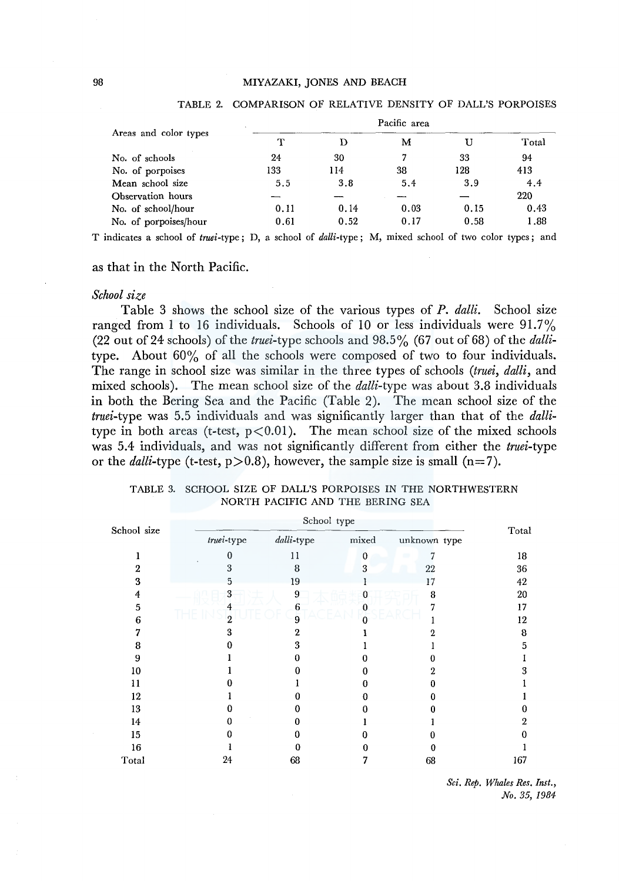TABLE 2. COMPARISON OF RELATIVE DENSITY OF DALL'S PORPOISES

| Areas and color types | Pacific area | | | | |
|---|---|---|---|---|---|
| | T | D | M | U | Total |
| No. of schools | 24 | 30 | 7 | 33 | 94 |
| No. of porpoises | 133 | 114 | 38 | 128 | 413 |
| Mean school size | 5.5 | 3.8 | 5.4 | 3.9 | 4.4 |
| Observation hours | — | — | — | — | 220 |
| No. of school/hour | 0.11 | 0.14 | 0.03 | 0.15 | 0.43 |
| No. of porpoises/hour | 0.61 | 0.52 | 0.17 | 0.58 | 1.88 |

T indicates a school of *truei*-type; D, a school of *dalli*-type; M, mixed school of two color types; and

as that in the North Pacific.

*School size*

Table 3 shows the school size of the various types of *P. dalli*. School size ranged from 1 to 16 individuals. Schools of 10 or less individuals were 91.7% (22 out of 24 schools) of the *truei*-type schools and 98.5% (67 out of 68) of the *dalli*-type. About 60% of all the schools were composed of two to four individuals. The range in school size was similar in the three types of schools (*truei*, *dalli*, and mixed schools). The mean school size of the *dalli*-type was about 3.8 individuals in both the Bering Sea and the Pacific (Table 2). The mean school size of the *truei*-type was 5.5 individuals and was significantly larger than that of the *dalli*-type in both areas (t-test, $p<0.01$). The mean school size of the mixed schools was 5.4 individuals, and was not significantly different from either the *truei*-type or the *dalli*-type (t-test, $p>0.8$), however, the sample size is small ($n=7$).

TABLE 3. SCHOOL SIZE OF DALL'S PORPOISES IN THE NORTHWESTERN NORTH PACIFIC AND THE BERING SEA

| School size | School type | | | | Total |
|---|---|---|---|---|---|
| | *truei*-type | *dalli*-type | mixed | unknown type | |
| 1 | 0 | 11 | 0 | 7 | 18 |
| 2 | 3 | 8 | 3 | 22 | 36 |
| 3 | 5 | 19 | 1 | 17 | 42 |
| 4 | 3 | 9 | 0 | 8 | 20 |
| 5 | 4 | 6 | 0 | 7 | 17 |
| 6 | 2 | 9 | 0 | 1 | 12 |
| 7 | 3 | 2 | 1 | 2 | 8 |
| 8 | 0 | 3 | 1 | 1 | 5 |
| 9 | 1 | 0 | 0 | 0 | 1 |
| 10 | 1 | 0 | 0 | 2 | 3 |
| 11 | 0 | 1 | 0 | 0 | 1 |
| 12 | 1 | 0 | 0 | 0 | 1 |
| 13 | 0 | 0 | 0 | 0 | 0 |
| 14 | 0 | 0 | 1 | 1 | 2 |
| 15 | 0 | 0 | 0 | 0 | 0 |
| 16 | 1 | 0 | 0 | 0 | 1 |
| Total | 24 | 68 | 7 | 68 | 167 |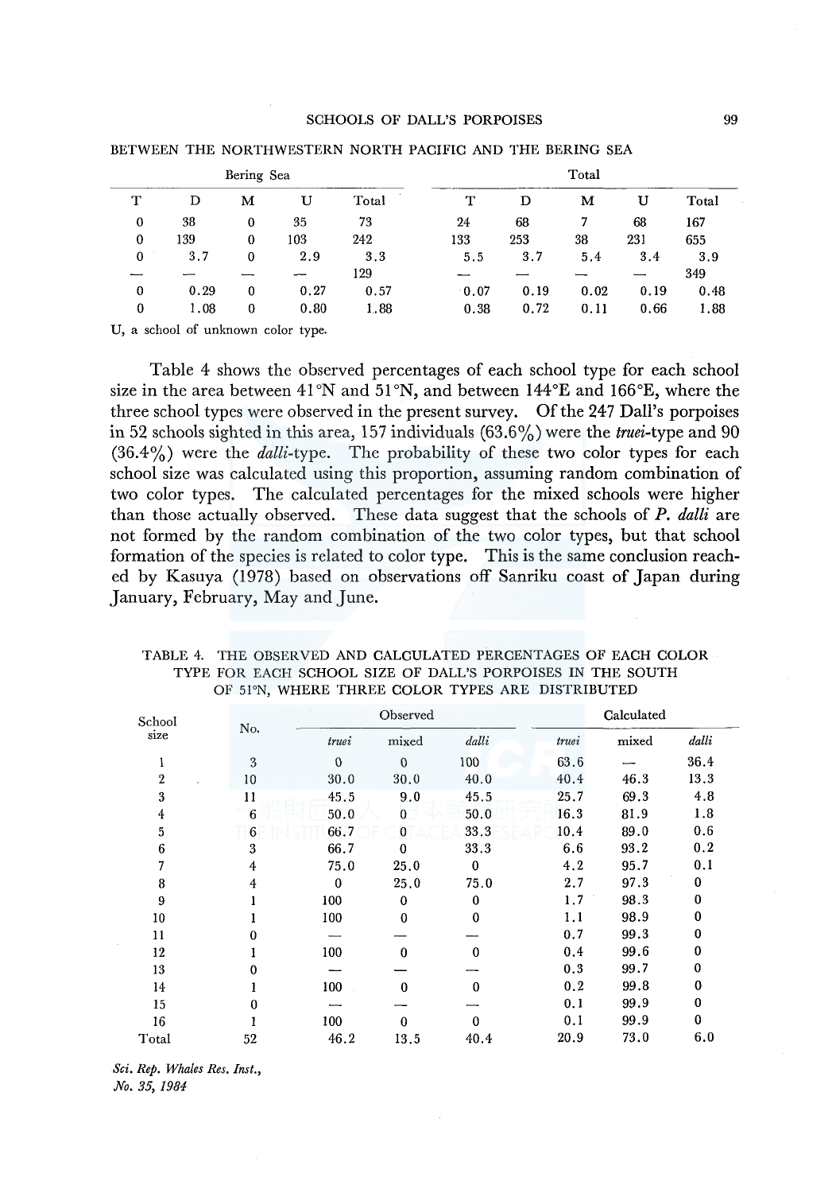BETWEEN THE NORTHWESTERN NORTH PACIFIC AND THE BERING SEA

| Bering Sea | | | | | Total | | | | |
|---|---|---|---|---|---|---|---|---|---|
| T | D | M | U | Total | T | D | M | U | Total |
| 0 | 38 | 0 | 35 | 73 | 24 | 68 | 7 | 68 | 167 |
| 0 | 139 | 0 | 103 | 242 | 133 | 253 | 38 | 231 | 655 |
| 0 | 3.7 | 0 | 2.9 | 3.3 | 5.5 | 3.7 | 5.4 | 3.4 | 3.9 |
| — | — | — | — | 129 | — | — | — | — | 349 |
| 0 | 0.29 | 0 | 0.27 | 0.57 | 0.07 | 0.19 | 0.02 | 0.19 | 0.48 |
| 0 | 1.08 | 0 | 0.80 | 1.88 | 0.38 | 0.72 | 0.11 | 0.66 | 1.88 |

U, a school of unknown color type.

Table 4 shows the observed percentages of each school type for each school size in the area between 41°N and 51°N, and between 144°E and 166°E, where the three school types were observed in the present survey. Of the 247 Dall's porpoises in 52 schools sighted in this area, 157 individuals (63.6%) were the *truei*-type and 90 (36.4%) were the *dalli*-type. The probability of these two color types for each school size was calculated using this proportion, assuming random combination of two color types. The calculated percentages for the mixed schools were higher than those actually observed. These data suggest that the schools of *P. dalli* are not formed by the random combination of the two color types, but that school formation of the species is related to color type. This is the same conclusion reached by Kasuya (1978) based on observations off Sanriku coast of Japan during January, February, May and June.

TABLE 4. THE OBSERVED AND CALCULATED PERCENTAGES OF EACH COLOR TYPE FOR EACH SCHOOL SIZE OF DALL'S PORPOISES IN THE SOUTH OF 51°N, WHERE THREE COLOR TYPES ARE DISTRIBUTED

| School size | No. | Observed | | | Calculated | | |
|---|---|---|---|---|---|---|---|
| | | *truei* | mixed | *dalli* | *truei* | mixed | *dalli* |
| 1 | 3 | 0 | 0 | 100 | 63.6 | — | 36.4 |
| 2 | 10 | 30.0 | 30.0 | 40.0 | 40.4 | 46.3 | 13.3 |
| 3 | 11 | 45.5 | 9.0 | 45.5 | 25.7 | 69.3 | 4.8 |
| 4 | 6 | 50.0 | 0 | 50.0 | 16.3 | 81.9 | 1.8 |
| 5 | 6 | 66.7 | 0 | 33.3 | 10.4 | 89.0 | 0.6 |
| 6 | 3 | 66.7 | 0 | 33.3 | 6.6 | 93.2 | 0.2 |
| 7 | 4 | 75.0 | 25.0 | 0 | 4.2 | 95.7 | 0.1 |
| 8 | 4 | 0 | 25.0 | 75.0 | 2.7 | 97.3 | 0 |
| 9 | 1 | 100 | 0 | 0 | 1.7 | 98.3 | 0 |
| 10 | 1 | 100 | 0 | 0 | 1.1 | 98.9 | 0 |
| 11 | 0 | — | — | — | 0.7 | 99.3 | 0 |
| 12 | 1 | 100 | 0 | 0 | 0.4 | 99.6 | 0 |
| 13 | 0 | — | — | — | 0.3 | 99.7 | 0 |
| 14 | 1 | 100 | 0 | 0 | 0.2 | 99.8 | 0 |
| 15 | 0 | — | — | — | 0.1 | 99.9 | 0 |
| 16 | 1 | 100 | 0 | 0 | 0.1 | 99.9 | 0 |
| Total | 52 | 46.2 | 13.5 | 40.4 | 20.9 | 73.0 | 6.0 |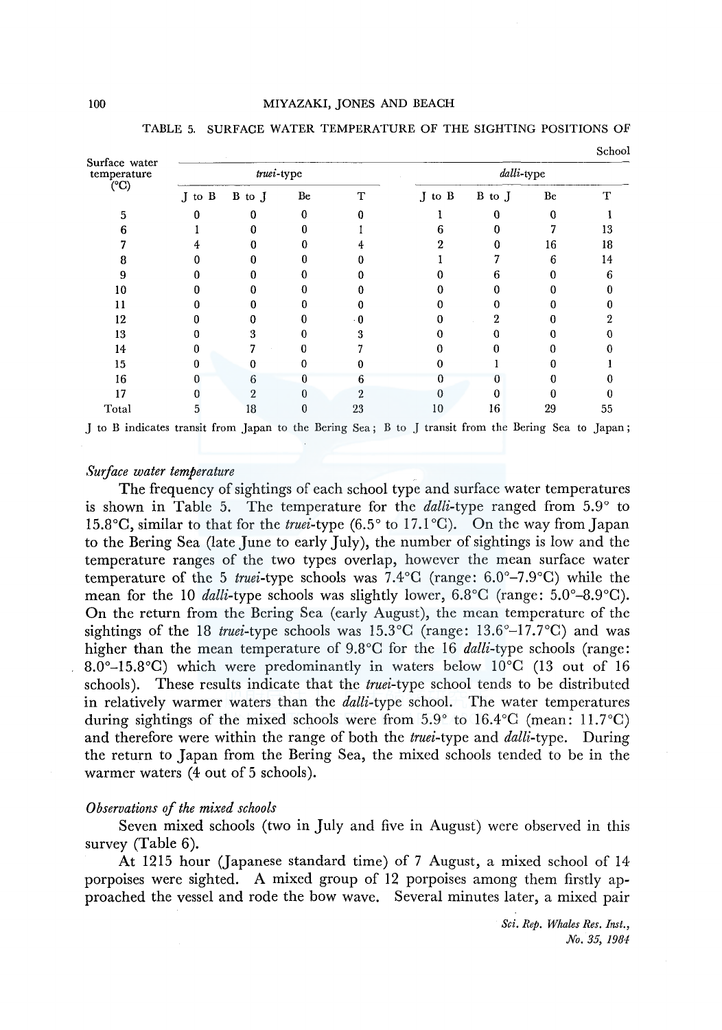TABLE 5. SURFACE WATER TEMPERATURE OF THE SIGHTING POSITIONS OF

School

| Surface water temperature (°C) | *truei*-type | | | | *dalli*-type | | | |
|---|---|---|---|---|---|---|---|---|
| | J to B | B to J | Be | T | J to B | B to J | Be | T |
| 5 | 0 | 0 | 0 | 0 | 1 | 0 | 0 | 1 |
| 6 | 1 | 0 | 0 | 1 | 6 | 0 | 7 | 13 |
| 7 | 4 | 0 | 0 | 4 | 2 | 0 | 16 | 18 |
| 8 | 0 | 0 | 0 | 0 | 1 | 7 | 6 | 14 |
| 9 | 0 | 0 | 0 | 0 | 0 | 6 | 0 | 6 |
| 10 | 0 | 0 | 0 | 0 | 0 | 0 | 0 | 0 |
| 11 | 0 | 0 | 0 | 0 | 0 | 0 | 0 | 0 |
| 12 | 0 | 0 | 0 | 0 | 0 | 2 | 0 | 2 |
| 13 | 0 | 3 | 0 | 3 | 0 | 0 | 0 | 0 |
| 14 | 0 | 7 | 0 | 7 | 0 | 0 | 0 | 0 |
| 15 | 0 | 0 | 0 | 0 | 0 | 1 | 0 | 1 |
| 16 | 0 | 6 | 0 | 6 | 0 | 0 | 0 | 0 |
| 17 | 0 | 2 | 0 | 2 | 0 | 0 | 0 | 0 |
| Total | 5 | 18 | 0 | 23 | 10 | 16 | 29 | 55 |

J to B indicates transit from Japan to the Bering Sea; B to J transit from the Bering Sea to Japan;

*Surface water temperature*

The frequency of sightings of each school type and surface water temperatures is shown in Table 5. The temperature for the *dalli*-type ranged from 5.9° to 15.8°C, similar to that for the *truei*-type (6.5° to 17.1°C). On the way from Japan to the Bering Sea (late June to early July), the number of sightings is low and the temperature ranges of the two types overlap, however the mean surface water temperature of the 5 *truei*-type schools was 7.4°C (range: 6.0°–7.9°C) while the mean for the 10 *dalli*-type schools was slightly lower, 6.8°C (range: 5.0°–8.9°C). On the return from the Bering Sea (early August), the mean temperature of the sightings of the 18 *truei*-type schools was 15.3°C (range: 13.6°–17.7°C) and was higher than the mean temperature of 9.8°C for the 16 *dalli*-type schools (range: 8.0°–15.8°C) which were predominantly in waters below 10°C (13 out of 16 schools). These results indicate that the *truei*-type school tends to be distributed in relatively warmer waters than the *dalli*-type school. The water temperatures during sightings of the mixed schools were from 5.9° to 16.4°C (mean: 11.7°C) and therefore were within the range of both the *truei*-type and *dalli*-type. During the return to Japan from the Bering Sea, the mixed schools tended to be in the warmer waters (4 out of 5 schools).

*Observations of the mixed schools*

Seven mixed schools (two in July and five in August) were observed in this survey (Table 6).

At 1215 hour (Japanese standard time) of 7 August, a mixed school of 14 porpoises were sighted. A mixed group of 12 porpoises among them firstly approached the vessel and rode the bow wave. Several minutes later, a mixed pair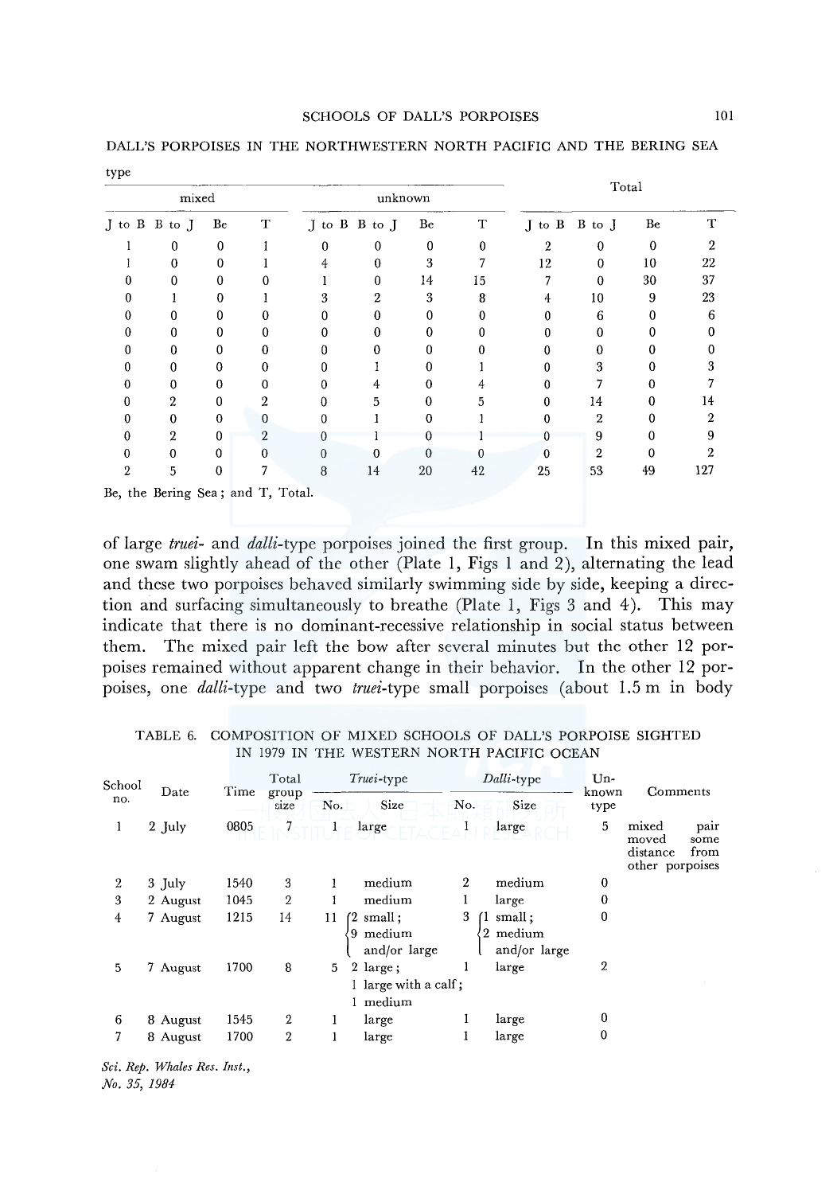DALL'S PORPOISES IN THE NORTHWESTERN NORTH PACIFIC AND THE BERING SEA

| type | | | | | | | | Total | | | |
|---|---|---|---|---|---|---|---|---|---|---|---|
| mixed | | | | unknown | | | | | | | |
| J to B | B to J | Be | T | J to B | B to J | Be | T | J to B | B to J | Be | T |
| 1 | 0 | 0 | 1 | 0 | 0 | 0 | 0 | 2 | 0 | 0 | 2 |
| 1 | 0 | 0 | 1 | 4 | 0 | 3 | 7 | 12 | 0 | 10 | 22 |
| 0 | 0 | 0 | 0 | 1 | 0 | 14 | 15 | 7 | 0 | 30 | 37 |
| 0 | 1 | 0 | 1 | 3 | 2 | 3 | 8 | 4 | 10 | 9 | 23 |
| 0 | 0 | 0 | 0 | 0 | 0 | 0 | 0 | 0 | 6 | 0 | 6 |
| 0 | 0 | 0 | 0 | 0 | 0 | 0 | 0 | 0 | 0 | 0 | 0 |
| 0 | 0 | 0 | 0 | 0 | 0 | 0 | 0 | 0 | 0 | 0 | 0 |
| 0 | 0 | 0 | 0 | 0 | 1 | 0 | 1 | 0 | 3 | 0 | 3 |
| 0 | 0 | 0 | 0 | 0 | 4 | 0 | 4 | 0 | 7 | 0 | 7 |
| 0 | 2 | 0 | 2 | 0 | 5 | 0 | 5 | 0 | 14 | 0 | 14 |
| 0 | 0 | 0 | 0 | 0 | 1 | 0 | 1 | 0 | 2 | 0 | 2 |
| 0 | 2 | 0 | 2 | 0 | 1 | 0 | 1 | 0 | 9 | 0 | 9 |
| 0 | 0 | 0 | 0 | 0 | 0 | 0 | 0 | 0 | 2 | 0 | 2 |
| 2 | 5 | 0 | 7 | 8 | 14 | 20 | 42 | 25 | 53 | 49 | 127 |

Be, the Bering Sea; and T, Total.

of large *truei*- and *dalli*-type porpoises joined the first group. In this mixed pair, one swam slightly ahead of the other (Plate 1, Figs 1 and 2), alternating the lead and these two porpoises behaved similarly swimming side by side, keeping a direction and surfacing simultaneously to breathe (Plate 1, Figs 3 and 4). This may indicate that there is no dominant-recessive relationship in social status between them. The mixed pair left the bow after several minutes but the other 12 porpoises remained without apparent change in their behavior. In the other 12 porpoises, one *dalli*-type and two *truei*-type small porpoises (about 1.5 m in body

TABLE 6. COMPOSITION OF MIXED SCHOOLS OF DALL'S PORPOISE SIGHTED IN 1979 IN THE WESTERN NORTH PACIFIC OCEAN

| School no. | Date | Time | Total group size | *Truei*-type No. | *Truei*-type Size | *Dalli*-type No. | *Dalli*-type Size | Unknown type | Comments |
|---|---|---|---|---|---|---|---|---|---|
| 1 | 2 July | 0805 | 7 | 1 | large | 1 | large | 5 | mixed pair moved some distance from other porpoises |
| 2 | 3 July | 1540 | 3 | 1 | medium | 2 | medium | 0 | |
| 3 | 2 August | 1045 | 2 | 1 | medium | 1 | large | 0 | |
| 4 | 7 August | 1215 | 14 | 11 | 2 small; 9 medium and/or large | 3 | 1 small; 2 medium and/or large | 0 | |
| 5 | 7 August | 1700 | 8 | 5 | 2 large; 1 large with a calf; 1 medium | 1 | large | 2 | |
| 6 | 8 August | 1545 | 2 | 1 | large | 1 | large | 0 | |
| 7 | 8 August | 1700 | 2 | 1 | large | 1 | large | 0 | |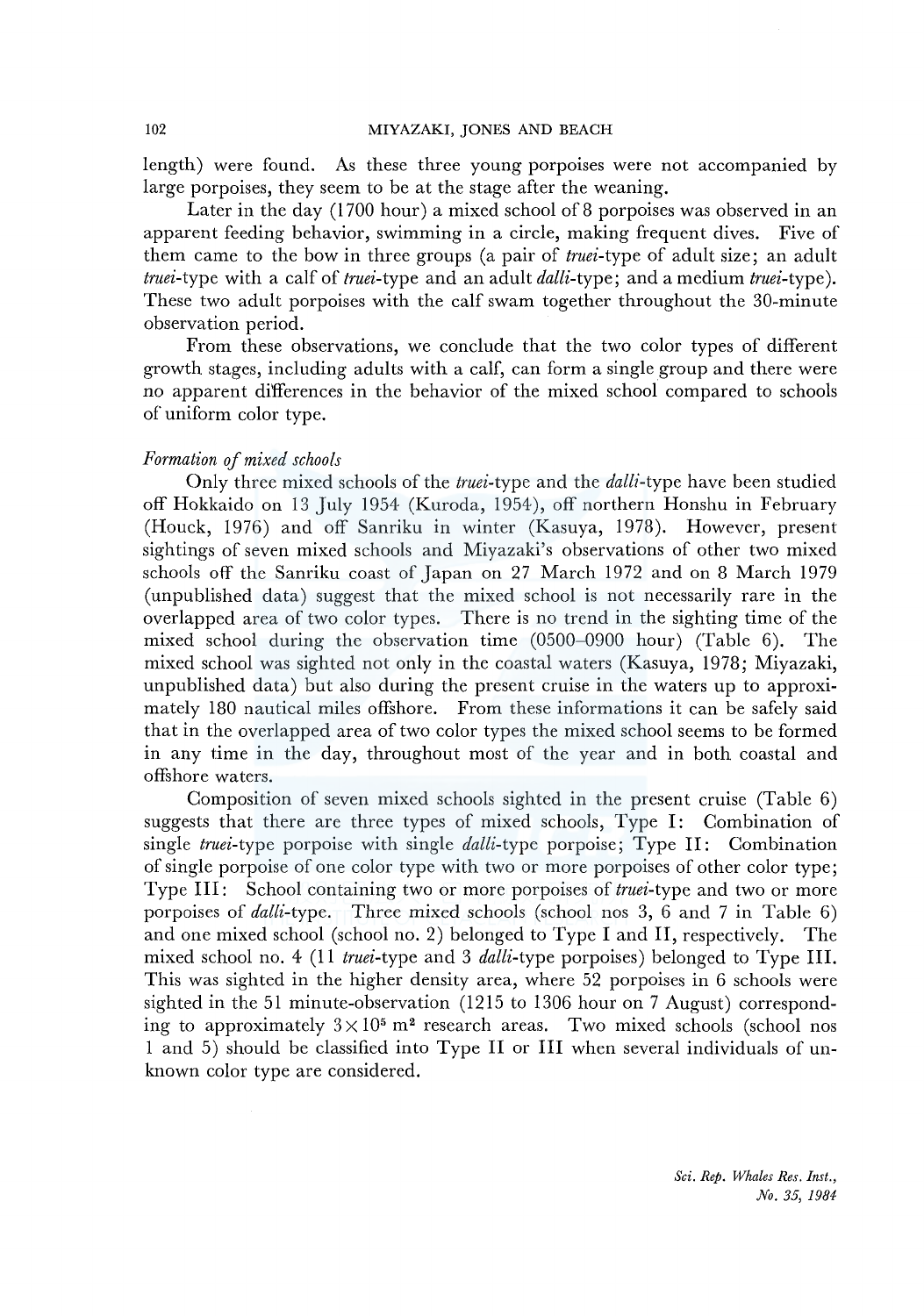length) were found. As these three young porpoises were not accompanied by large porpoises, they seem to be at the stage after the weaning.

Later in the day (1700 hour) a mixed school of 8 porpoises was observed in an apparent feeding behavior, swimming in a circle, making frequent dives. Five of them came to the bow in three groups (a pair of *truei*-type of adult size; an adult *truei*-type with a calf of *truei*-type and an adult *dalli*-type; and a medium *truei*-type). These two adult porpoises with the calf swam together throughout the 30-minute observation period.

From these observations, we conclude that the two color types of different growth stages, including adults with a calf, can form a single group and there were no apparent differences in the behavior of the mixed school compared to schools of uniform color type.

*Formation of mixed schools*

Only three mixed schools of the *truei*-type and the *dalli*-type have been studied off Hokkaido on 13 July 1954 (Kuroda, 1954), off northern Honshu in February (Houck, 1976) and off Sanriku in winter (Kasuya, 1978). However, present sightings of seven mixed schools and Miyazaki's observations of other two mixed schools off the Sanriku coast of Japan on 27 March 1972 and on 8 March 1979 (unpublished data) suggest that the mixed school is not necessarily rare in the overlapped area of two color types. There is no trend in the sighting time of the mixed school during the observation time (0500–0900 hour) (Table 6). The mixed school was sighted not only in the coastal waters (Kasuya, 1978; Miyazaki, unpublished data) but also during the present cruise in the waters up to approximately 180 nautical miles offshore. From these informations it can be safely said that in the overlapped area of two color types the mixed school seems to be formed in any time in the day, throughout most of the year and in both coastal and offshore waters.

Composition of seven mixed schools sighted in the present cruise (Table 6) suggests that there are three types of mixed schools, Type I: Combination of single *truei*-type porpoise with single *dalli*-type porpoise; Type II: Combination of single porpoise of one color type with two or more porpoises of other color type; Type III: School containing two or more porpoises of *truei*-type and two or more porpoises of *dalli*-type. Three mixed schools (school nos 3, 6 and 7 in Table 6) and one mixed school (school no. 2) belonged to Type I and II, respectively. The mixed school no. 4 (11 *truei*-type and 3 *dalli*-type porpoises) belonged to Type III. This was sighted in the higher density area, where 52 porpoises in 6 schools were sighted in the 51 minute-observation (1215 to 1306 hour on 7 August) corresponding to approximately $3 \times 10^5$ m$^2$ research areas. Two mixed schools (school nos 1 and 5) should be classified into Type II or III when several individuals of unknown color type are considered.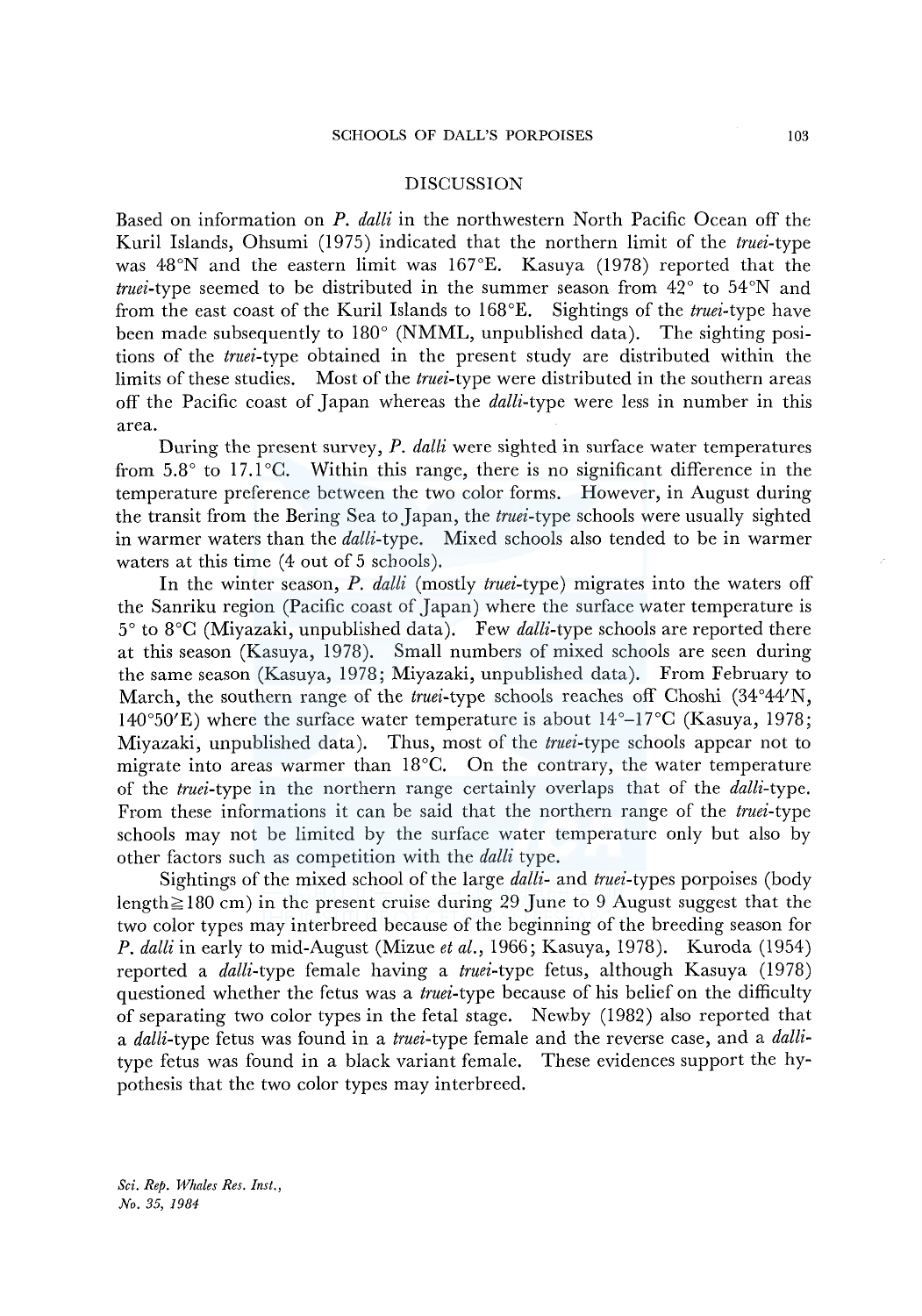## DISCUSSION

Based on information on *P. dalli* in the northwestern North Pacific Ocean off the Kuril Islands, Ohsumi (1975) indicated that the northern limit of the *truei*-type was 48°N and the eastern limit was 167°E. Kasuya (1978) reported that the *truei*-type seemed to be distributed in the summer season from 42° to 54°N and from the east coast of the Kuril Islands to 168°E. Sightings of the *truei*-type have been made subsequently to 180° (NMML, unpublished data). The sighting positions of the *truei*-type obtained in the present study are distributed within the limits of these studies. Most of the *truei*-type were distributed in the southern areas off the Pacific coast of Japan whereas the *dalli*-type were less in number in this area.

During the present survey, *P. dalli* were sighted in surface water temperatures from 5.8° to 17.1°C. Within this range, there is no significant difference in the temperature preference between the two color forms. However, in August during the transit from the Bering Sea to Japan, the *truei*-type schools were usually sighted in warmer waters than the *dalli*-type. Mixed schools also tended to be in warmer waters at this time (4 out of 5 schools).

In the winter season, *P. dalli* (mostly *truei*-type) migrates into the waters off the Sanriku region (Pacific coast of Japan) where the surface water temperature is 5° to 8°C (Miyazaki, unpublished data). Few *dalli*-type schools are reported there at this season (Kasuya, 1978). Small numbers of mixed schools are seen during the same season (Kasuya, 1978; Miyazaki, unpublished data). From February to March, the southern range of the *truei*-type schools reaches off Choshi (34°44′N, 140°50′E) where the surface water temperature is about 14°–17°C (Kasuya, 1978; Miyazaki, unpublished data). Thus, most of the *truei*-type schools appear not to migrate into areas warmer than 18°C. On the contrary, the water temperature of the *truei*-type in the northern range certainly overlaps that of the *dalli*-type. From these informations it can be said that the northern range of the *truei*-type schools may not be limited by the surface water temperature only but also by other factors such as competition with the *dalli* type.

Sightings of the mixed school of the large *dalli*- and *truei*-types porpoises (body length$\geqq$180 cm) in the present cruise during 29 June to 9 August suggest that the two color types may interbreed because of the beginning of the breeding season for *P. dalli* in early to mid-August (Mizue *et al.*, 1966; Kasuya, 1978). Kuroda (1954) reported a *dalli*-type female having a *truei*-type fetus, although Kasuya (1978) questioned whether the fetus was a *truei*-type because of his belief on the difficulty of separating two color types in the fetal stage. Newby (1982) also reported that a *dalli*-type fetus was found in a *truei*-type female and the reverse case, and a *dalli*-type fetus was found in a black variant female. These evidences support the hypothesis that the two color types may interbreed.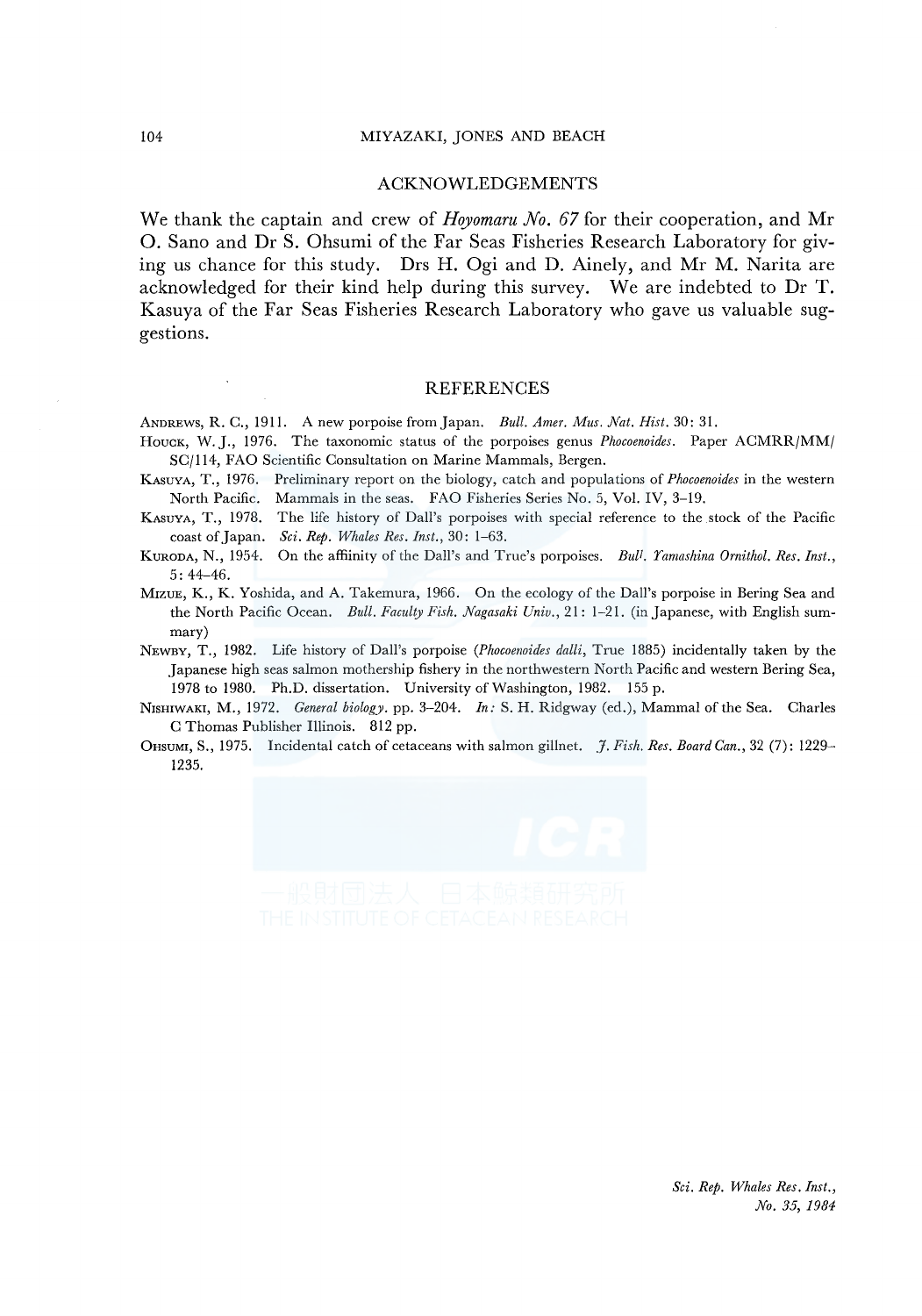## ACKNOWLEDGEMENTS

We thank the captain and crew of *Hoyomaru No. 67* for their cooperation, and Mr O. Sano and Dr S. Ohsumi of the Far Seas Fisheries Research Laboratory for giving us chance for this study. Drs H. Ogi and D. Ainely, and Mr M. Narita are acknowledged for their kind help during this survey. We are indebted to Dr T. Kasuya of the Far Seas Fisheries Research Laboratory who gave us valuable suggestions.

## REFERENCES

ANDREWS, R. C., 1911. A new porpoise from Japan. *Bull. Amer. Mus. Nat. Hist.* 30: 31.

HOUCK, W. J., 1976. The taxonomic status of the porpoises genus *Phocoenoides*. Paper ACMRR/MM/SC/114, FAO Scientific Consultation on Marine Mammals, Bergen.

KASUYA, T., 1976. Preliminary report on the biology, catch and populations of *Phocoenoides* in the western North Pacific. Mammals in the seas. FAO Fisheries Series No. 5, Vol. IV, 3–19.

KASUYA, T., 1978. The life history of Dall's porpoises with special reference to the stock of the Pacific coast of Japan. *Sci. Rep. Whales Res. Inst.*, 30: 1–63.

KURODA, N., 1954. On the affiinity of the Dall's and True's porpoises. *Bull. Yamashina Ornithol. Res. Inst.*, 5: 44–46.

MIZUE, K., K. Yoshida, and A. Takemura, 1966. On the ecology of the Dall's porpoise in Bering Sea and the North Pacific Ocean. *Bull. Faculty Fish. Nagasaki Univ.*, 21: 1–21. (in Japanese, with English summary)

NEWBY, T., 1982. Life history of Dall's porpoise (*Phocoenoides dalli*, True 1885) incidentally taken by the Japanese high seas salmon mothership fishery in the northwestern North Pacific and western Bering Sea, 1978 to 1980. Ph.D. dissertation. University of Washington, 1982. 155 p.

NISHIWAKI, M., 1972. *General biology*. pp. 3–204. *In:* S. H. Ridgway (ed.), Mammal of the Sea. Charles C Thomas Publisher Illinois. 812 pp.

OHSUMI, S., 1975. Incidental catch of cetaceans with salmon gillnet. *J. Fish. Res. Board Can.*, 32 (7): 1229–1235.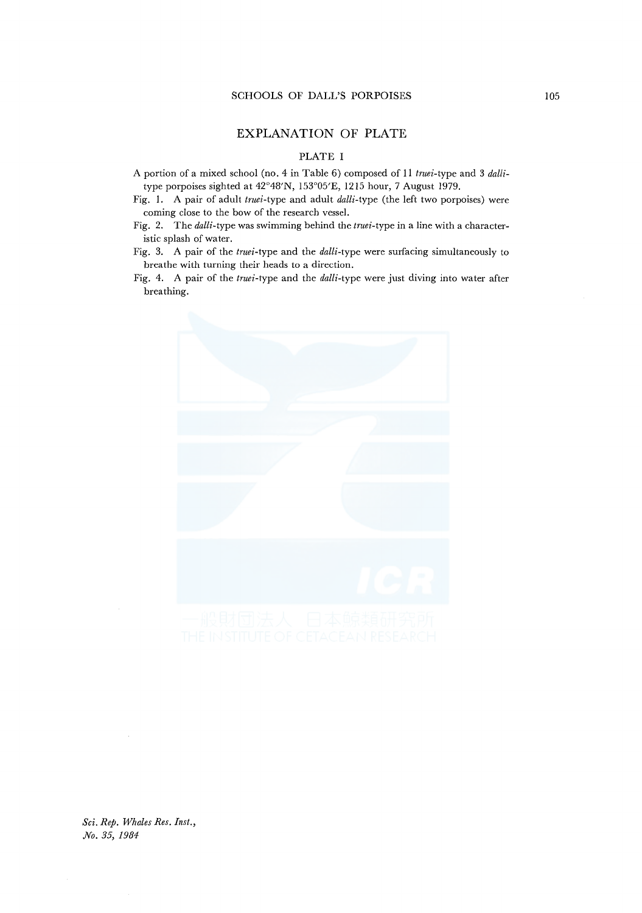# EXPLANATION OF PLATE

## PLATE I

A portion of a mixed school (no. 4 in Table 6) composed of 11 *truei*-type and 3 *dalli*-type porpoises sighted at 42°48′N, 153°05′E, 1215 hour, 7 August 1979.

Fig. 1. A pair of adult *truei*-type and adult *dalli*-type (the left two porpoises) were coming close to the bow of the research vessel.

Fig. 2. The *dalli*-type was swimming behind the *truei*-type in a line with a characteristic splash of water.

Fig. 3. A pair of the *truei*-type and the *dalli*-type were surfacing simultaneously to breathe with turning their heads to a direction.

Fig. 4. A pair of the *truei*-type and the *dalli*-type were just diving into water after breathing.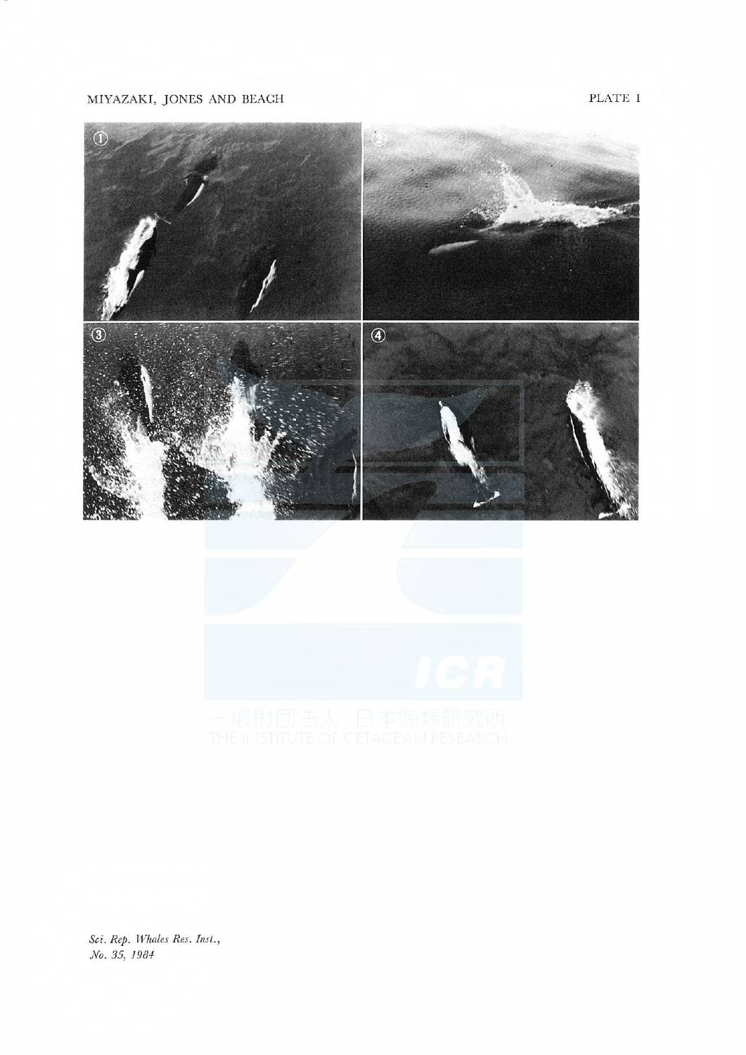PLATE 1

①

②

③

④